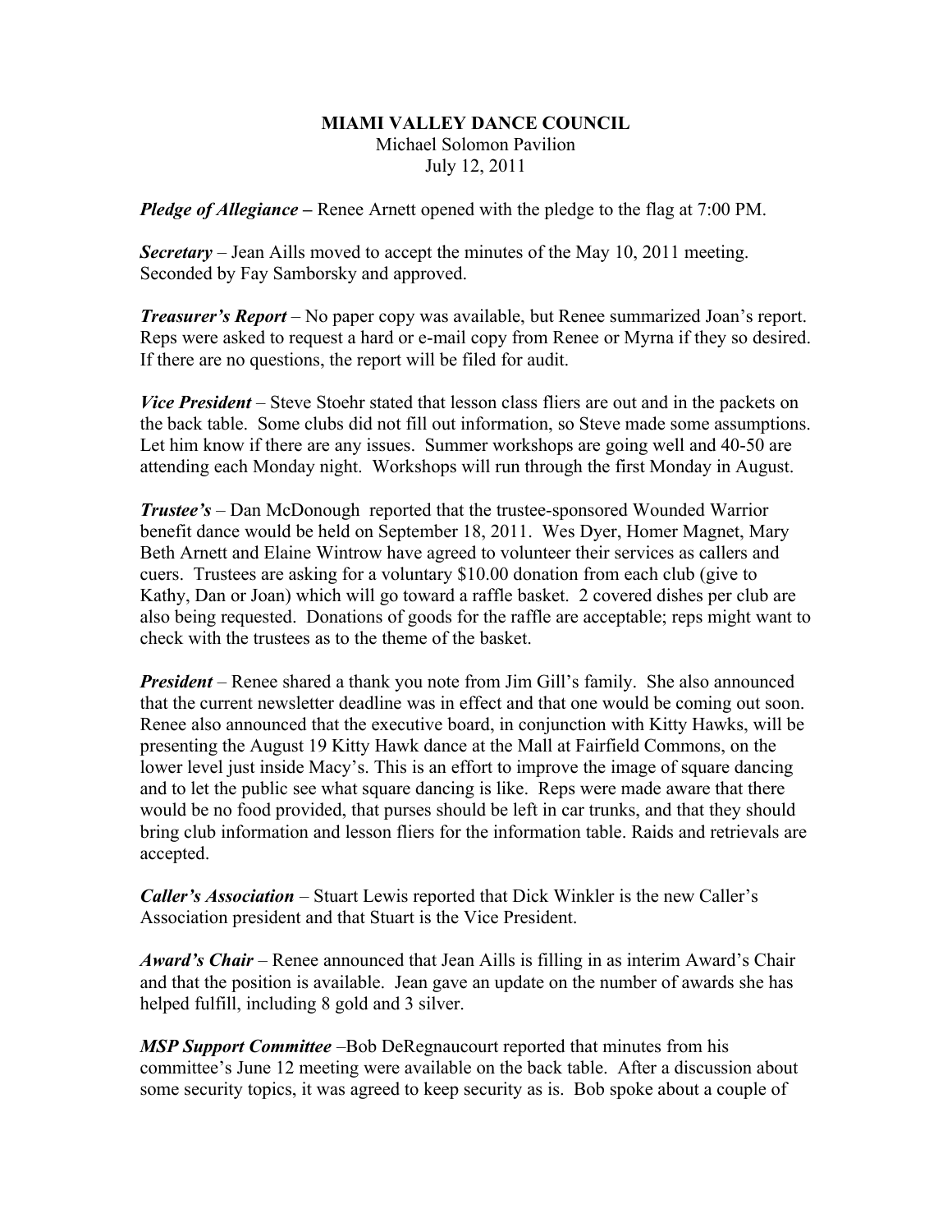**MIAMI VALLEY DANCE COUNCIL**
Michael Solomon Pavilion
July 12, 2011

***Pledge of Allegiance –*** Renee Arnett opened with the pledge to the flag at 7:00 PM.

***Secretary*** – Jean Aills moved to accept the minutes of the May 10, 2011 meeting. Seconded by Fay Samborsky and approved.

***Treasurer's Report*** – No paper copy was available, but Renee summarized Joan's report. Reps were asked to request a hard or e-mail copy from Renee or Myrna if they so desired. If there are no questions, the report will be filed for audit.

***Vice President*** – Steve Stoehr stated that lesson class fliers are out and in the packets on the back table. Some clubs did not fill out information, so Steve made some assumptions. Let him know if there are any issues. Summer workshops are going well and 40-50 are attending each Monday night. Workshops will run through the first Monday in August.

***Trustee's*** – Dan McDonough reported that the trustee-sponsored Wounded Warrior benefit dance would be held on September 18, 2011. Wes Dyer, Homer Magnet, Mary Beth Arnett and Elaine Wintrow have agreed to volunteer their services as callers and cuers. Trustees are asking for a voluntary $10.00 donation from each club (give to Kathy, Dan or Joan) which will go toward a raffle basket. 2 covered dishes per club are also being requested. Donations of goods for the raffle are acceptable; reps might want to check with the trustees as to the theme of the basket.

***President*** – Renee shared a thank you note from Jim Gill's family. She also announced that the current newsletter deadline was in effect and that one would be coming out soon. Renee also announced that the executive board, in conjunction with Kitty Hawks, will be presenting the August 19 Kitty Hawk dance at the Mall at Fairfield Commons, on the lower level just inside Macy's. This is an effort to improve the image of square dancing and to let the public see what square dancing is like. Reps were made aware that there would be no food provided, that purses should be left in car trunks, and that they should bring club information and lesson fliers for the information table. Raids and retrievals are accepted.

***Caller's Association*** – Stuart Lewis reported that Dick Winkler is the new Caller's Association president and that Stuart is the Vice President.

***Award's Chair*** – Renee announced that Jean Aills is filling in as interim Award's Chair and that the position is available. Jean gave an update on the number of awards she has helped fulfill, including 8 gold and 3 silver.

***MSP Support Committee*** –Bob DeRegnaucourt reported that minutes from his committee's June 12 meeting were available on the back table. After a discussion about some security topics, it was agreed to keep security as is. Bob spoke about a couple of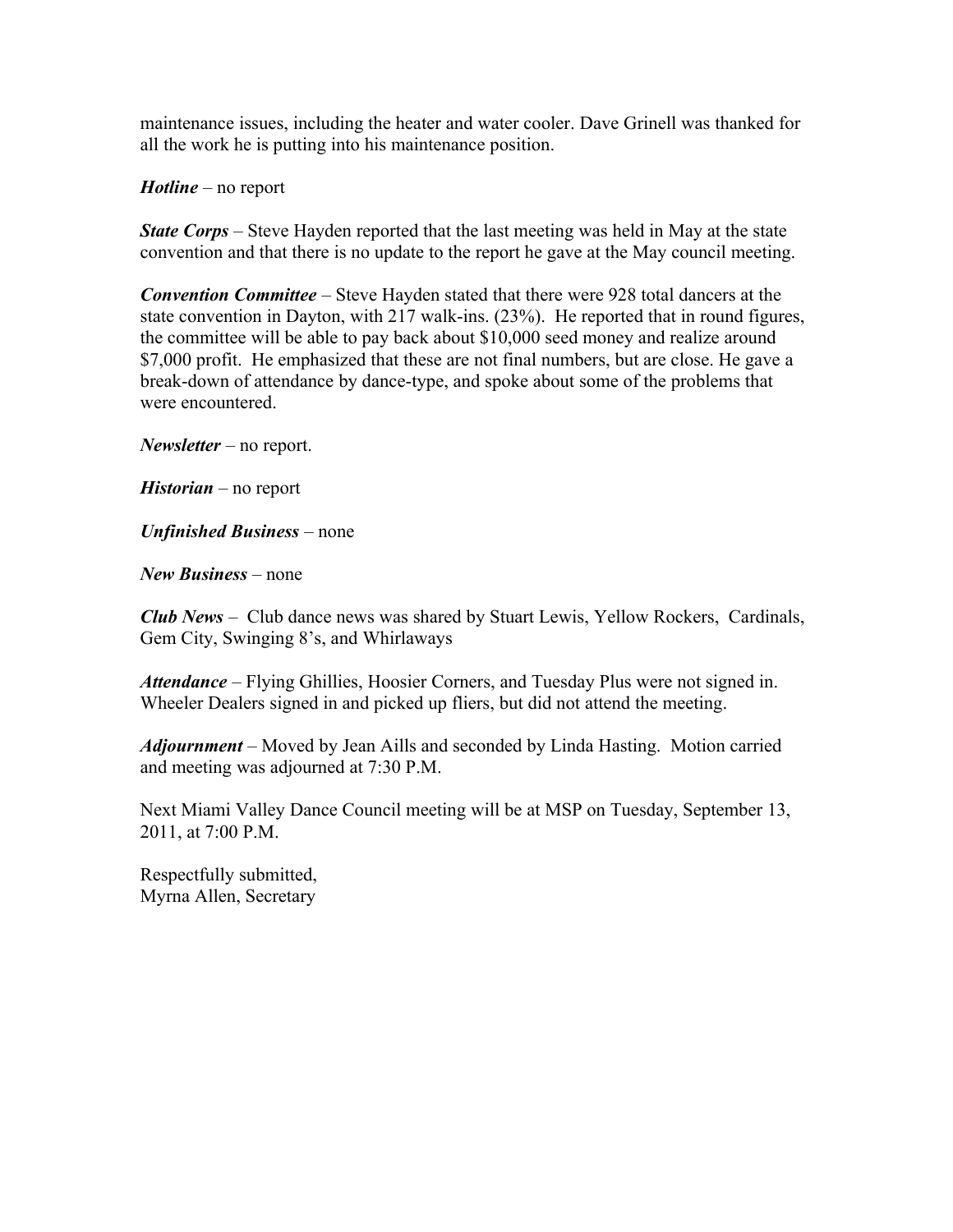maintenance issues, including the heater and water cooler. Dave Grinell was thanked for all the work he is putting into his maintenance position.

***Hotline*** – no report

***State Corps*** – Steve Hayden reported that the last meeting was held in May at the state convention and that there is no update to the report he gave at the May council meeting.

***Convention Committee*** – Steve Hayden stated that there were 928 total dancers at the state convention in Dayton, with 217 walk-ins. (23%). He reported that in round figures, the committee will be able to pay back about $10,000 seed money and realize around $7,000 profit. He emphasized that these are not final numbers, but are close. He gave a break-down of attendance by dance-type, and spoke about some of the problems that were encountered.

***Newsletter*** – no report.

***Historian*** – no report

***Unfinished Business*** – none

***New Business*** – none

***Club News*** – Club dance news was shared by Stuart Lewis, Yellow Rockers, Cardinals, Gem City, Swinging 8's, and Whirlaways

***Attendance*** – Flying Ghillies, Hoosier Corners, and Tuesday Plus were not signed in. Wheeler Dealers signed in and picked up fliers, but did not attend the meeting.

***Adjournment*** – Moved by Jean Aills and seconded by Linda Hasting. Motion carried and meeting was adjourned at 7:30 P.M.

Next Miami Valley Dance Council meeting will be at MSP on Tuesday, September 13, 2011, at 7:00 P.M.

Respectfully submitted,
Myrna Allen, Secretary